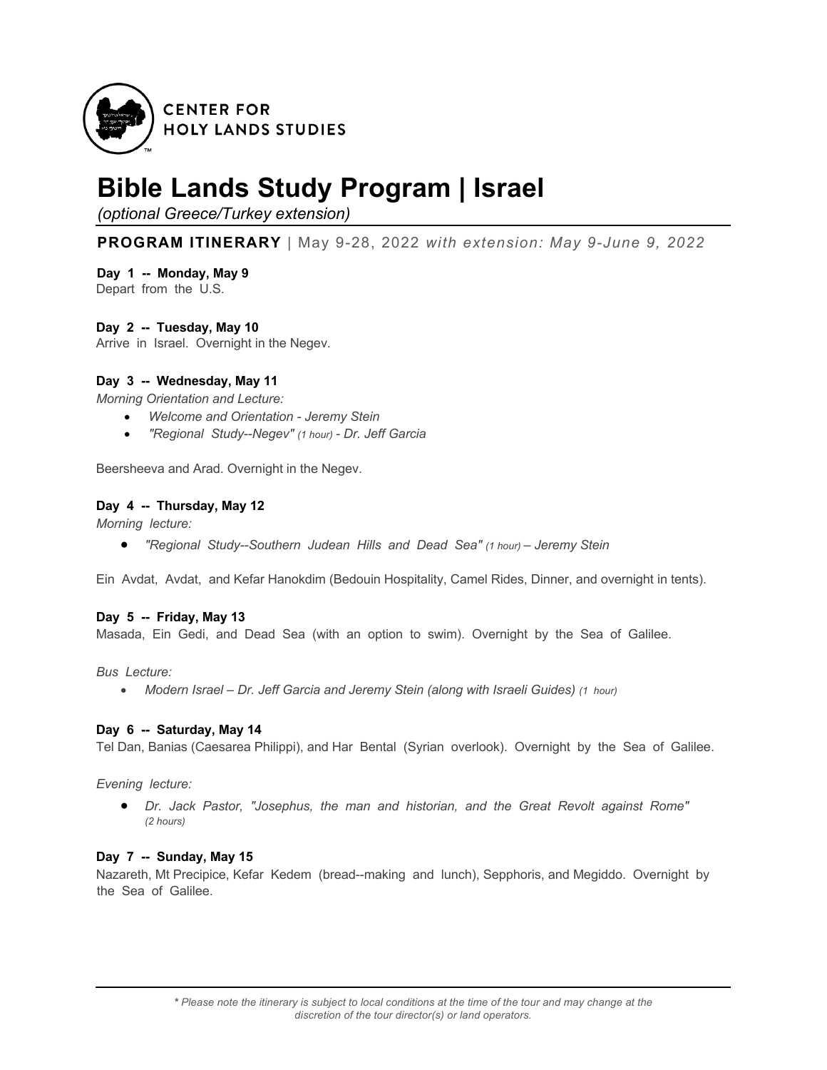CENTER FOR HOLY LANDS STUDIES

# Bible Lands Study Program | Israel

*(optional Greece/Turkey extension)*

**PROGRAM ITINERARY** | May 9-28, 2022 *with extension: May 9-June 9, 2022*

**Day 1 -- Monday, May 9**
Depart from the U.S.

**Day 2 -- Tuesday, May 10**
Arrive in Israel. Overnight in the Negev.

**Day 3 -- Wednesday, May 11**
*Morning Orientation and Lecture:*

- *Welcome and Orientation - Jeremy Stein*
- *"Regional Study--Negev" (1 hour) - Dr. Jeff Garcia*

Beersheeva and Arad. Overnight in the Negev.

**Day 4 -- Thursday, May 12**
*Morning lecture:*

- *"Regional Study--Southern Judean Hills and Dead Sea" (1 hour) – Jeremy Stein*

Ein Avdat, Avdat, and Kefar Hanokdim (Bedouin Hospitality, Camel Rides, Dinner, and overnight in tents).

**Day 5 -- Friday, May 13**
Masada, Ein Gedi, and Dead Sea (with an option to swim). Overnight by the Sea of Galilee.

*Bus Lecture:*

- *Modern Israel – Dr. Jeff Garcia and Jeremy Stein (along with Israeli Guides) (1 hour)*

**Day 6 -- Saturday, May 14**
Tel Dan, Banias (Caesarea Philippi), and Har Bental (Syrian overlook). Overnight by the Sea of Galilee.

*Evening lecture:*

- *Dr. Jack Pastor, "Josephus, the man and historian, and the Great Revolt against Rome" (2 hours)*

**Day 7 -- Sunday, May 15**
Nazareth, Mt Precipice, Kefar Kedem (bread--making and lunch), Sepphoris, and Megiddo. Overnight by the Sea of Galilee.

*\* Please note the itinerary is subject to local conditions at the time of the tour and may change at the discretion of the tour director(s) or land operators.*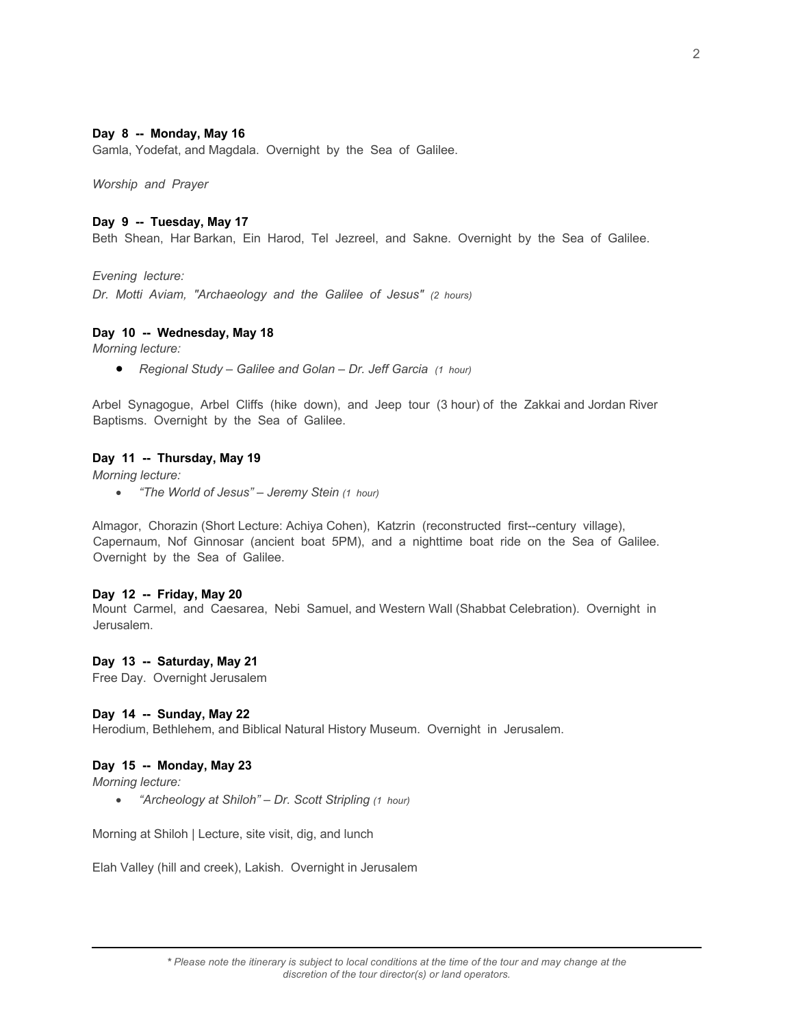**Day 8 -- Monday, May 16**

Gamla, Yodefat, and Magdala. Overnight by the Sea of Galilee.

*Worship and Prayer*

**Day 9 -- Tuesday, May 17**

Beth Shean, Har Barkan, Ein Harod, Tel Jezreel, and Sakne. Overnight by the Sea of Galilee.

*Evening lecture:*
*Dr. Motti Aviam, "Archaeology and the Galilee of Jesus" (2 hours)*

**Day 10 -- Wednesday, May 18**

*Morning lecture:*

- *Regional Study – Galilee and Golan – Dr. Jeff Garcia (1 hour)*

Arbel Synagogue, Arbel Cliffs (hike down), and Jeep tour (3 hour) of the Zakkai and Jordan River Baptisms. Overnight by the Sea of Galilee.

**Day 11 -- Thursday, May 19**

*Morning lecture:*

- *"The World of Jesus" – Jeremy Stein (1 hour)*

Almagor, Chorazin (Short Lecture: Achiya Cohen), Katzrin (reconstructed first--century village), Capernaum, Nof Ginnosar (ancient boat 5PM), and a nighttime boat ride on the Sea of Galilee. Overnight by the Sea of Galilee.

**Day 12 -- Friday, May 20**

Mount Carmel, and Caesarea, Nebi Samuel, and Western Wall (Shabbat Celebration). Overnight in Jerusalem.

**Day 13 -- Saturday, May 21**

Free Day. Overnight Jerusalem

**Day 14 -- Sunday, May 22**

Herodium, Bethlehem, and Biblical Natural History Museum. Overnight in Jerusalem.

**Day 15 -- Monday, May 23**

*Morning lecture:*

- *"Archeology at Shiloh" – Dr. Scott Stripling (1 hour)*

Morning at Shiloh | Lecture, site visit, dig, and lunch

Elah Valley (hill and creek), Lakish. Overnight in Jerusalem

---

*\* Please note the itinerary is subject to local conditions at the time of the tour and may change at the discretion of the tour director(s) or land operators.*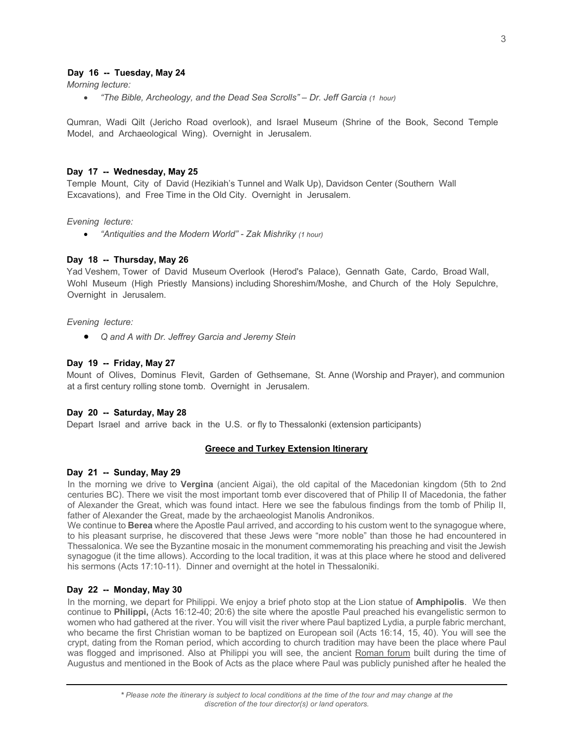**Day 16 -- Tuesday, May 24**

*Morning lecture:*

- *"The Bible, Archeology, and the Dead Sea Scrolls" – Dr. Jeff Garcia (1 hour)*

Qumran, Wadi Qilt (Jericho Road overlook), and Israel Museum (Shrine of the Book, Second Temple Model, and Archaeological Wing). Overnight in Jerusalem.

**Day 17 -- Wednesday, May 25**

Temple Mount, City of David (Hezikiah's Tunnel and Walk Up), Davidson Center (Southern Wall Excavations), and Free Time in the Old City. Overnight in Jerusalem.

*Evening lecture:*

- *"Antiquities and the Modern World" - Zak Mishriky (1 hour)*

**Day 18 -- Thursday, May 26**

Yad Veshem, Tower of David Museum Overlook (Herod's Palace), Gennath Gate, Cardo, Broad Wall, Wohl Museum (High Priestly Mansions) including Shoreshim/Moshe, and Church of the Holy Sepulchre, Overnight in Jerusalem.

*Evening lecture:*

- *Q and A with Dr. Jeffrey Garcia and Jeremy Stein*

**Day 19 -- Friday, May 27**

Mount of Olives, Dominus Flevit, Garden of Gethsemane, St. Anne (Worship and Prayer), and communion at a first century rolling stone tomb. Overnight in Jerusalem.

**Day 20 -- Saturday, May 28**

Depart Israel and arrive back in the U.S. or fly to Thessalonki (extension participants)

**Greece and Turkey Extension Itinerary**

**Day 21 -- Sunday, May 29**

In the morning we drive to **Vergina** (ancient Aigai), the old capital of the Macedonian kingdom (5th to 2nd centuries BC). There we visit the most important tomb ever discovered that of Philip II of Macedonia, the father of Alexander the Great, which was found intact. Here we see the fabulous findings from the tomb of Philip II, father of Alexander the Great, made by the archaeologist Manolis Andronikos.

We continue to **Berea** where the Apostle Paul arrived, and according to his custom went to the synagogue where, to his pleasant surprise, he discovered that these Jews were "more noble" than those he had encountered in Thessalonica. We see the Byzantine mosaic in the monument commemorating his preaching and visit the Jewish synagogue (it the time allows). According to the local tradition, it was at this place where he stood and delivered his sermons (Acts 17:10-11). Dinner and overnight at the hotel in Thessaloniki.

**Day 22 -- Monday, May 30**

In the morning, we depart for Philippi. We enjoy a brief photo stop at the Lion statue of **Amphipolis**. We then continue to **Philippi,** (Acts 16:12-40; 20:6) the site where the apostle Paul preached his evangelistic sermon to women who had gathered at the river. You will visit the river where Paul baptized Lydia, a purple fabric merchant, who became the first Christian woman to be baptized on European soil (Acts 16:14, 15, 40). You will see the crypt, dating from the Roman period, which according to church tradition may have been the place where Paul was flogged and imprisoned. Also at Philippi you will see, the ancient Roman forum built during the time of Augustus and mentioned in the Book of Acts as the place where Paul was publicly punished after he healed the

*\* Please note the itinerary is subject to local conditions at the time of the tour and may change at the discretion of the tour director(s) or land operators.*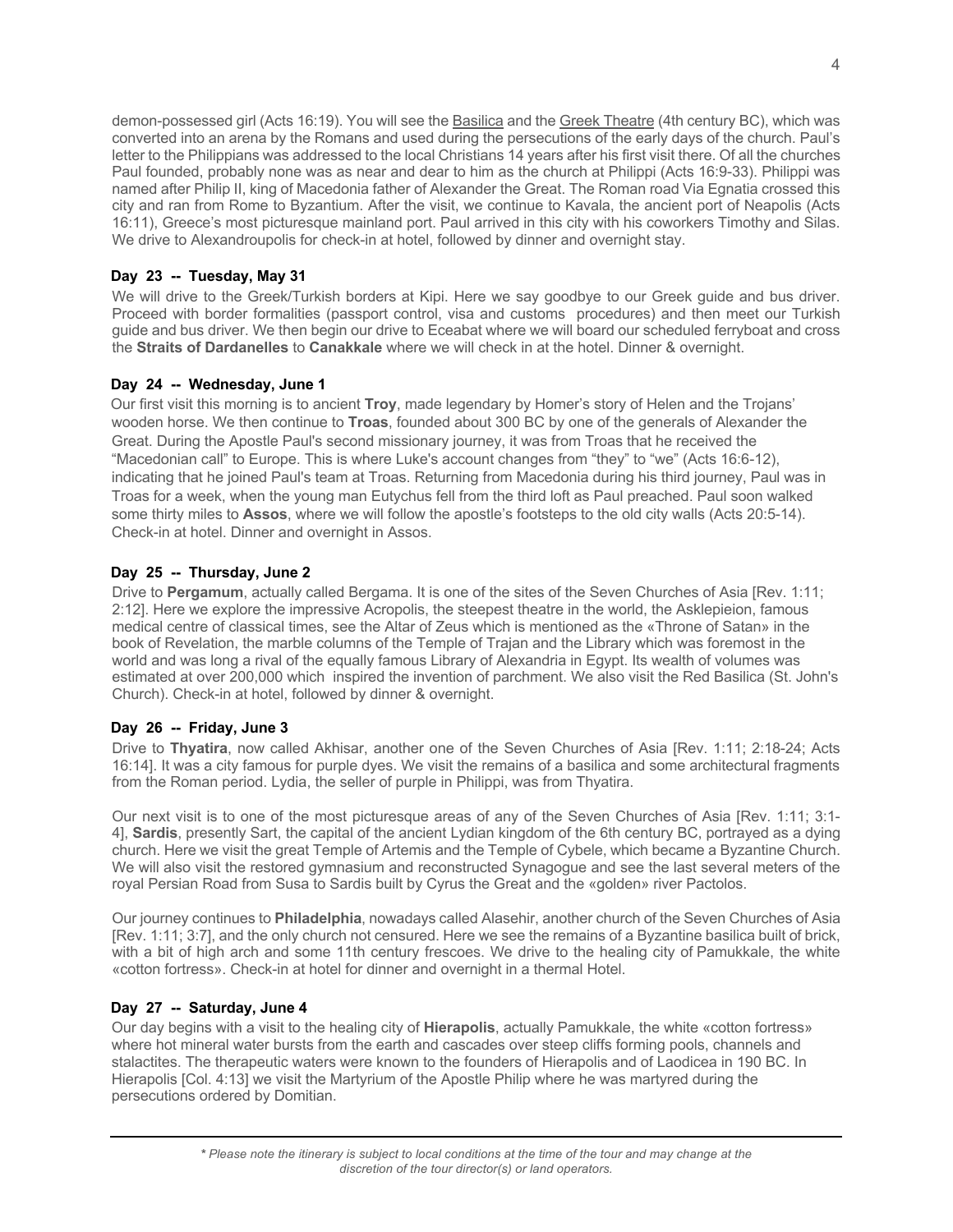demon-possessed girl (Acts 16:19). You will see the <u>Basilica</u> and the <u>Greek Theatre</u> (4th century BC), which was converted into an arena by the Romans and used during the persecutions of the early days of the church. Paul's letter to the Philippians was addressed to the local Christians 14 years after his first visit there. Of all the churches Paul founded, probably none was as near and dear to him as the church at Philippi (Acts 16:9-33). Philippi was named after Philip II, king of Macedonia father of Alexander the Great. The Roman road Via Egnatia crossed this city and ran from Rome to Byzantium. After the visit, we continue to Kavala, the ancient port of Neapolis (Acts 16:11), Greece's most picturesque mainland port. Paul arrived in this city with his coworkers Timothy and Silas. We drive to Alexandroupolis for check-in at hotel, followed by dinner and overnight stay.

**Day 23 -- Tuesday, May 31**

We will drive to the Greek/Turkish borders at Kipi. Here we say goodbye to our Greek guide and bus driver. Proceed with border formalities (passport control, visa and customs procedures) and then meet our Turkish guide and bus driver. We then begin our drive to Eceabat where we will board our scheduled ferryboat and cross the **Straits of Dardanelles** to **Canakkale** where we will check in at the hotel. Dinner & overnight.

**Day 24 -- Wednesday, June 1**

Our first visit this morning is to ancient **Troy**, made legendary by Homer's story of Helen and the Trojans' wooden horse. We then continue to **Troas**, founded about 300 BC by one of the generals of Alexander the Great. During the Apostle Paul's second missionary journey, it was from Troas that he received the "Macedonian call" to Europe. This is where Luke's account changes from "they" to "we" (Acts 16:6-12), indicating that he joined Paul's team at Troas. Returning from Macedonia during his third journey, Paul was in Troas for a week, when the young man Eutychus fell from the third loft as Paul preached. Paul soon walked some thirty miles to **Assos**, where we will follow the apostle's footsteps to the old city walls (Acts 20:5-14). Check-in at hotel. Dinner and overnight in Assos.

**Day 25 -- Thursday, June 2**

Drive to **Pergamum**, actually called Bergama. It is one of the sites of the Seven Churches of Asia [Rev. 1:11; 2:12]. Here we explore the impressive Acropolis, the steepest theatre in the world, the Asklepieion, famous medical centre of classical times, see the Altar of Zeus which is mentioned as the «Throne of Satan» in the book of Revelation, the marble columns of the Temple of Trajan and the Library which was foremost in the world and was long a rival of the equally famous Library of Alexandria in Egypt. Its wealth of volumes was estimated at over 200,000 which inspired the invention of parchment. We also visit the Red Basilica (St. John's Church). Check-in at hotel, followed by dinner & overnight.

**Day 26 -- Friday, June 3**

Drive to **Thyatira**, now called Akhisar, another one of the Seven Churches of Asia [Rev. 1:11; 2:18-24; Acts 16:14]. It was a city famous for purple dyes. We visit the remains of a basilica and some architectural fragments from the Roman period. Lydia, the seller of purple in Philippi, was from Thyatira.

Our next visit is to one of the most picturesque areas of any of the Seven Churches of Asia [Rev. 1:11; 3:1-4], **Sardis**, presently Sart, the capital of the ancient Lydian kingdom of the 6th century BC, portrayed as a dying church. Here we visit the great Temple of Artemis and the Temple of Cybele, which became a Byzantine Church. We will also visit the restored gymnasium and reconstructed Synagogue and see the last several meters of the royal Persian Road from Susa to Sardis built by Cyrus the Great and the «golden» river Pactolos.

Our journey continues to **Philadelphia**, nowadays called Alasehir, another church of the Seven Churches of Asia [Rev. 1:11; 3:7], and the only church not censured. Here we see the remains of a Byzantine basilica built of brick, with a bit of high arch and some 11th century frescoes. We drive to the healing city of Pamukkale, the white «cotton fortress». Check-in at hotel for dinner and overnight in a thermal Hotel.

**Day 27 -- Saturday, June 4**

Our day begins with a visit to the healing city of **Hierapolis**, actually Pamukkale, the white «cotton fortress» where hot mineral water bursts from the earth and cascades over steep cliffs forming pools, channels and stalactites. The therapeutic waters were known to the founders of Hierapolis and of Laodicea in 190 BC. In Hierapolis [Col. 4:13] we visit the Martyrium of the Apostle Philip where he was martyred during the persecutions ordered by Domitian.

---

*\* Please note the itinerary is subject to local conditions at the time of the tour and may change at the discretion of the tour director(s) or land operators.*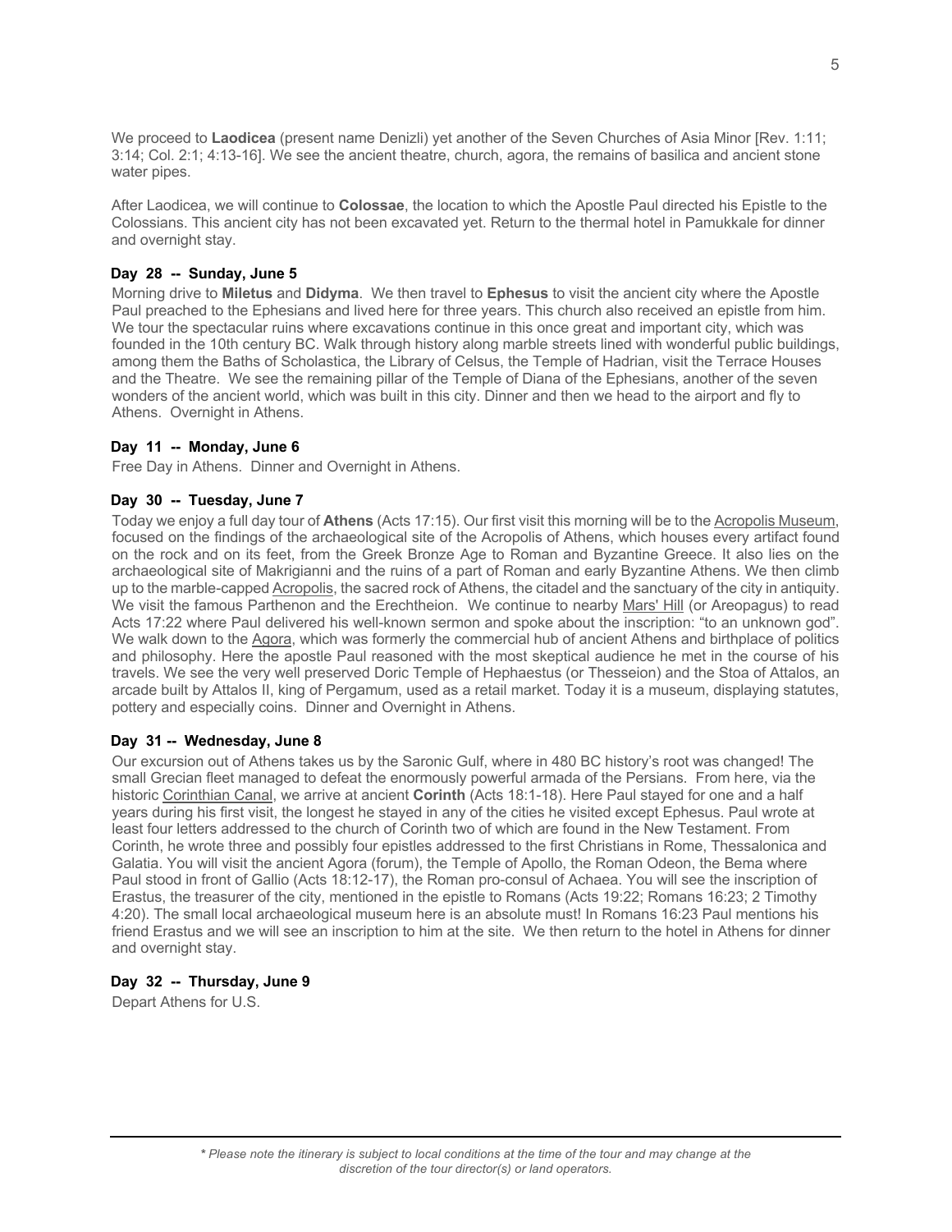We proceed to **Laodicea** (present name Denizli) yet another of the Seven Churches of Asia Minor [Rev. 1:11; 3:14; Col. 2:1; 4:13-16]. We see the ancient theatre, church, agora, the remains of basilica and ancient stone water pipes.

After Laodicea, we will continue to **Colossae**, the location to which the Apostle Paul directed his Epistle to the Colossians. This ancient city has not been excavated yet. Return to the thermal hotel in Pamukkale for dinner and overnight stay.

**Day 28 -- Sunday, June 5**

Morning drive to **Miletus** and **Didyma**. We then travel to **Ephesus** to visit the ancient city where the Apostle Paul preached to the Ephesians and lived here for three years. This church also received an epistle from him. We tour the spectacular ruins where excavations continue in this once great and important city, which was founded in the 10th century BC. Walk through history along marble streets lined with wonderful public buildings, among them the Baths of Scholastica, the Library of Celsus, the Temple of Hadrian, visit the Terrace Houses and the Theatre. We see the remaining pillar of the Temple of Diana of the Ephesians, another of the seven wonders of the ancient world, which was built in this city. Dinner and then we head to the airport and fly to Athens. Overnight in Athens.

**Day 11 -- Monday, June 6**

Free Day in Athens. Dinner and Overnight in Athens.

**Day 30 -- Tuesday, June 7**

Today we enjoy a full day tour of **Athens** (Acts 17:15). Our first visit this morning will be to the Acropolis Museum, focused on the findings of the archaeological site of the Acropolis of Athens, which houses every artifact found on the rock and on its feet, from the Greek Bronze Age to Roman and Byzantine Greece. It also lies on the archaeological site of Makrigianni and the ruins of a part of Roman and early Byzantine Athens. We then climb up to the marble-capped Acropolis, the sacred rock of Athens, the citadel and the sanctuary of the city in antiquity. We visit the famous Parthenon and the Erechtheion. We continue to nearby Mars' Hill (or Areopagus) to read Acts 17:22 where Paul delivered his well-known sermon and spoke about the inscription: "to an unknown god". We walk down to the Agora, which was formerly the commercial hub of ancient Athens and birthplace of politics and philosophy. Here the apostle Paul reasoned with the most skeptical audience he met in the course of his travels. We see the very well preserved Doric Temple of Hephaestus (or Thesseion) and the Stoa of Attalos, an arcade built by Attalos II, king of Pergamum, used as a retail market. Today it is a museum, displaying statutes, pottery and especially coins. Dinner and Overnight in Athens.

**Day 31 -- Wednesday, June 8**

Our excursion out of Athens takes us by the Saronic Gulf, where in 480 BC history's root was changed! The small Grecian fleet managed to defeat the enormously powerful armada of the Persians. From here, via the historic Corinthian Canal, we arrive at ancient **Corinth** (Acts 18:1-18). Here Paul stayed for one and a half years during his first visit, the longest he stayed in any of the cities he visited except Ephesus. Paul wrote at least four letters addressed to the church of Corinth two of which are found in the New Testament. From Corinth, he wrote three and possibly four epistles addressed to the first Christians in Rome, Thessalonica and Galatia. You will visit the ancient Agora (forum), the Temple of Apollo, the Roman Odeon, the Bema where Paul stood in front of Gallio (Acts 18:12-17), the Roman pro-consul of Achaea. You will see the inscription of Erastus, the treasurer of the city, mentioned in the epistle to Romans (Acts 19:22; Romans 16:23; 2 Timothy 4:20). The small local archaeological museum here is an absolute must! In Romans 16:23 Paul mentions his friend Erastus and we will see an inscription to him at the site. We then return to the hotel in Athens for dinner and overnight stay.

**Day 32 -- Thursday, June 9**

Depart Athens for U.S.

*\* Please note the itinerary is subject to local conditions at the time of the tour and may change at the discretion of the tour director(s) or land operators.*